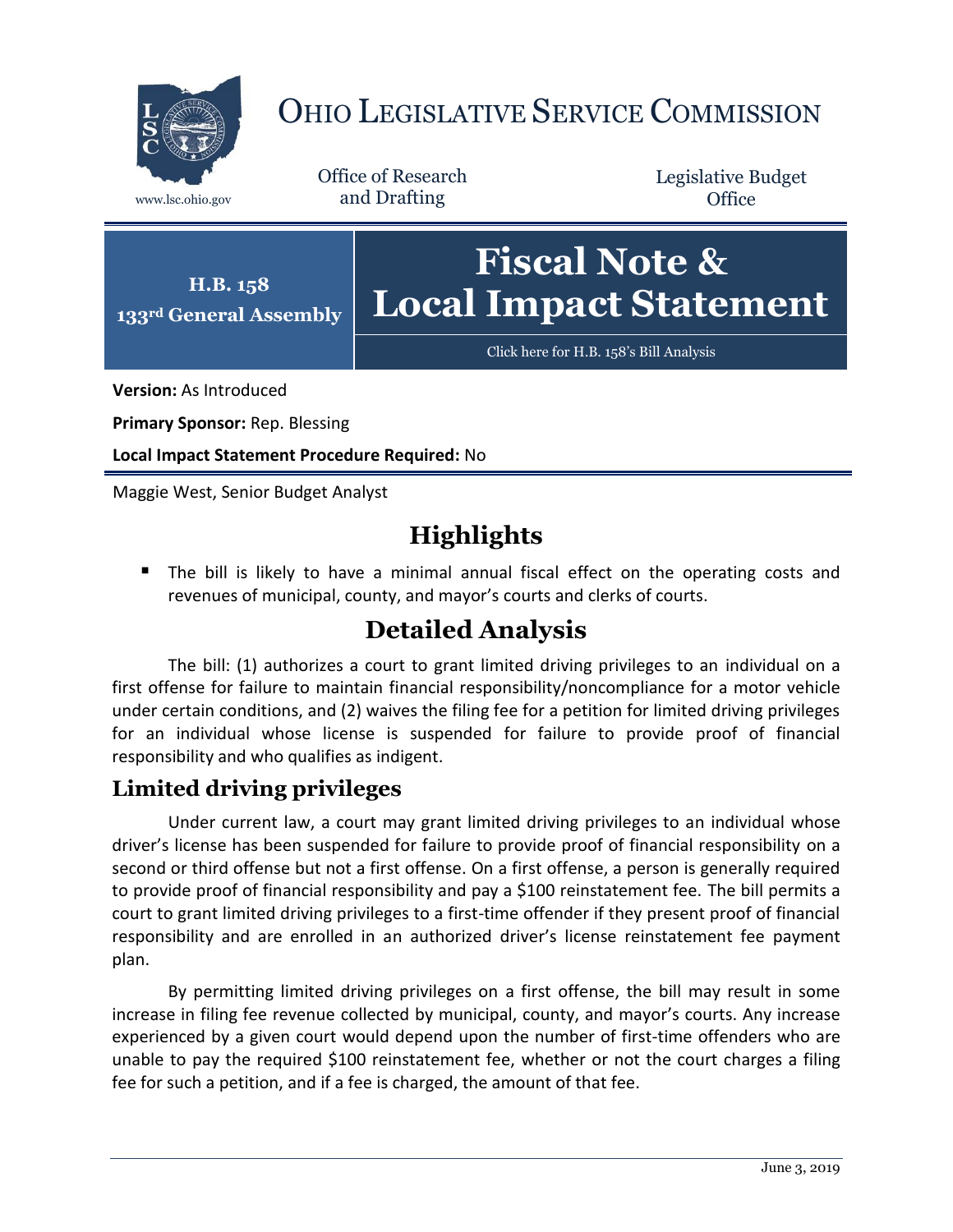# OHIO LEGISLATIVE SERVICE COMMISSION

www.lsc.ohio.gov

Office of Research and Drafting

Legislative Budget Office

**H.B. 158**
**133rd General Assembly**

# Fiscal Note & Local Impact Statement

Click here for H.B. 158's Bill Analysis

**Version:** As Introduced

**Primary Sponsor:** Rep. Blessing

**Local Impact Statement Procedure Required:** No

Maggie West, Senior Budget Analyst

## Highlights

- The bill is likely to have a minimal annual fiscal effect on the operating costs and revenues of municipal, county, and mayor's courts and clerks of courts.

## Detailed Analysis

The bill: (1) authorizes a court to grant limited driving privileges to an individual on a first offense for failure to maintain financial responsibility/noncompliance for a motor vehicle under certain conditions, and (2) waives the filing fee for a petition for limited driving privileges for an individual whose license is suspended for failure to provide proof of financial responsibility and who qualifies as indigent.

### Limited driving privileges

Under current law, a court may grant limited driving privileges to an individual whose driver's license has been suspended for failure to provide proof of financial responsibility on a second or third offense but not a first offense. On a first offense, a person is generally required to provide proof of financial responsibility and pay a $100 reinstatement fee. The bill permits a court to grant limited driving privileges to a first-time offender if they present proof of financial responsibility and are enrolled in an authorized driver's license reinstatement fee payment plan.

By permitting limited driving privileges on a first offense, the bill may result in some increase in filing fee revenue collected by municipal, county, and mayor's courts. Any increase experienced by a given court would depend upon the number of first-time offenders who are unable to pay the required $100 reinstatement fee, whether or not the court charges a filing fee for such a petition, and if a fee is charged, the amount of that fee.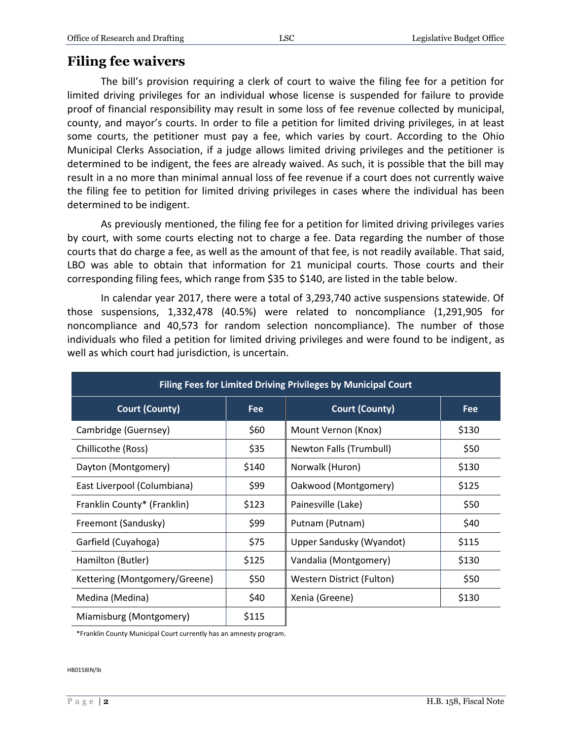## Filing fee waivers

The bill's provision requiring a clerk of court to waive the filing fee for a petition for limited driving privileges for an individual whose license is suspended for failure to provide proof of financial responsibility may result in some loss of fee revenue collected by municipal, county, and mayor's courts. In order to file a petition for limited driving privileges, in at least some courts, the petitioner must pay a fee, which varies by court. According to the Ohio Municipal Clerks Association, if a judge allows limited driving privileges and the petitioner is determined to be indigent, the fees are already waived. As such, it is possible that the bill may result in a no more than minimal annual loss of fee revenue if a court does not currently waive the filing fee to petition for limited driving privileges in cases where the individual has been determined to be indigent.

As previously mentioned, the filing fee for a petition for limited driving privileges varies by court, with some courts electing not to charge a fee. Data regarding the number of those courts that do charge a fee, as well as the amount of that fee, is not readily available. That said, LBO was able to obtain that information for 21 municipal courts. Those courts and their corresponding filing fees, which range from $35 to $140, are listed in the table below.

In calendar year 2017, there were a total of 3,293,740 active suspensions statewide. Of those suspensions, 1,332,478 (40.5%) were related to noncompliance (1,291,905 for noncompliance and 40,573 for random selection noncompliance). The number of those individuals who filed a petition for limited driving privileges and were found to be indigent, as well as which court had jurisdiction, is uncertain.

**Filing Fees for Limited Driving Privileges by Municipal Court**

| Court (County) | Fee | Court (County) | Fee |
|---|---|---|---|
| Cambridge (Guernsey) | $60 | Mount Vernon (Knox) | $130 |
| Chillicothe (Ross) | $35 | Newton Falls (Trumbull) | $50 |
| Dayton (Montgomery) | $140 | Norwalk (Huron) | $130 |
| East Liverpool (Columbiana) | $99 | Oakwood (Montgomery) | $125 |
| Franklin County* (Franklin) | $123 | Painesville (Lake) | $50 |
| Freemont (Sandusky) | $99 | Putnam (Putnam) | $40 |
| Garfield (Cuyahoga) | $75 | Upper Sandusky (Wyandot) | $115 |
| Hamilton (Butler) | $125 | Vandalia (Montgomery) | $130 |
| Kettering (Montgomery/Greene) | $50 | Western District (Fulton) | $50 |
| Medina (Medina) | $40 | Xenia (Greene) | $130 |
| Miamisburg (Montgomery) | $115 | | |

*Franklin County Municipal Court currently has an amnesty program.

HB0158IN/lb